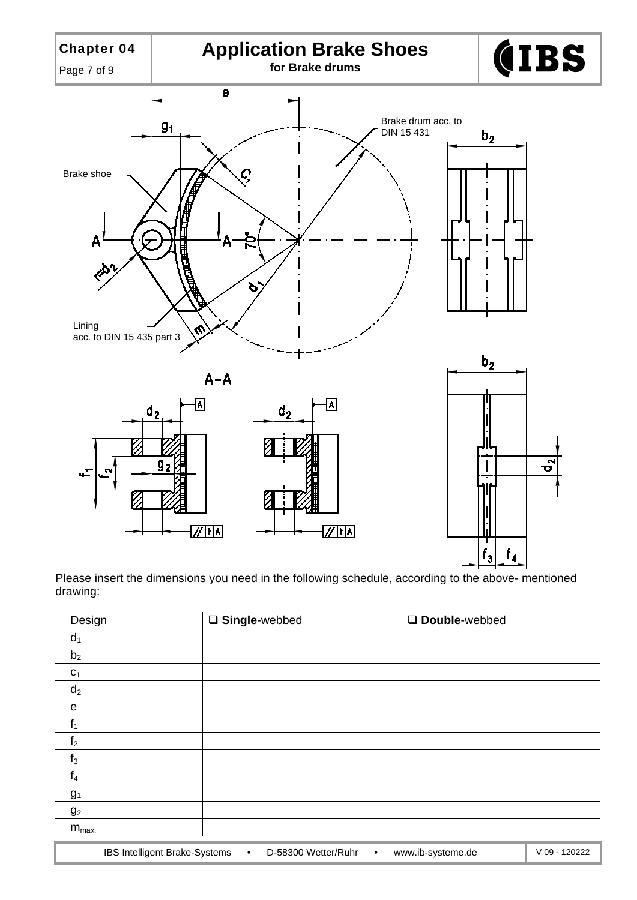# Application Brake Shoes

**for Brake drums**

Brake shoe

Brake drum acc. to DIN 15 431

Lining acc. to DIN 15 435 part 3

A-A

Please insert the dimensions you need in the following schedule, according to the above- mentioned drawing:

| Design | ❑ **Single**-webbed | ❑ **Double**-webbed |
|---|---|---|
| $d_1$ | | |
| $b_2$ | | |
| $c_1$ | | |
| $d_2$ | | |
| e | | |
| $f_1$ | | |
| $f_2$ | | |
| $f_3$ | | |
| $f_4$ | | |
| $g_1$ | | |
| $g_2$ | | |
| $m_{max.}$ | | |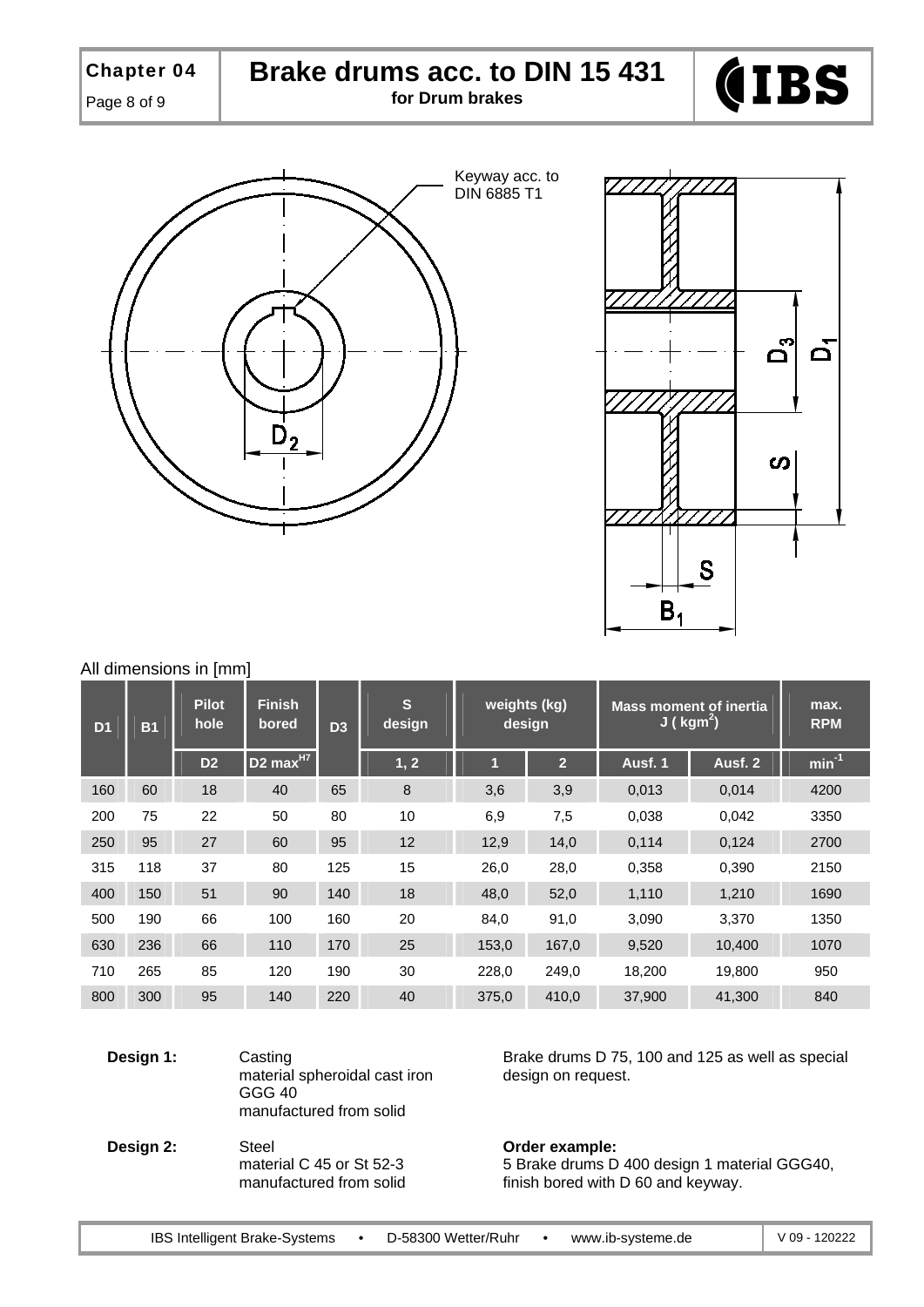# Brake drums acc. to DIN 15 431

**for Drum brakes**

Keyway acc. to DIN 6885 T1

$D_2$

$D_3$

$D_1$

$S$

$B_1$

All dimensions in [mm]

| D1 | B1 | Pilot hole | Finish bored | D3 | S design | weights (kg) design | | Mass moment of inertia J ( $kgm^2$) | | max. RPM |
|---|---|---|---|---|---|---|---|---|---|---|
| | | D2 | D2 $max^{H7}$ | | 1, 2 | 1 | 2 | Ausf. 1 | Ausf. 2 | $min^{-1}$ |
| 160 | 60 | 18 | 40 | 65 | 8 | 3,6 | 3,9 | 0,013 | 0,014 | 4200 |
| 200 | 75 | 22 | 50 | 80 | 10 | 6,9 | 7,5 | 0,038 | 0,042 | 3350 |
| 250 | 95 | 27 | 60 | 95 | 12 | 12,9 | 14,0 | 0,114 | 0,124 | 2700 |
| 315 | 118 | 37 | 80 | 125 | 15 | 26,0 | 28,0 | 0,358 | 0,390 | 2150 |
| 400 | 150 | 51 | 90 | 140 | 18 | 48,0 | 52,0 | 1,110 | 1,210 | 1690 |
| 500 | 190 | 66 | 100 | 160 | 20 | 84,0 | 91,0 | 3,090 | 3,370 | 1350 |
| 630 | 236 | 66 | 110 | 170 | 25 | 153,0 | 167,0 | 9,520 | 10,400 | 1070 |
| 710 | 265 | 85 | 120 | 190 | 30 | 228,0 | 249,0 | 18,200 | 19,800 | 950 |
| 800 | 300 | 95 | 140 | 220 | 40 | 375,0 | 410,0 | 37,900 | 41,300 | 840 |

**Design 1:** Casting
material spheroidal cast iron
GGG 40
manufactured from solid

**Design 2:** Steel
material C 45 or St 52-3
manufactured from solid

Brake drums D 75, 100 and 125 as well as special design on request.

**Order example:**
5 Brake drums D 400 design 1 material GGG40, finish bored with D 60 and keyway.